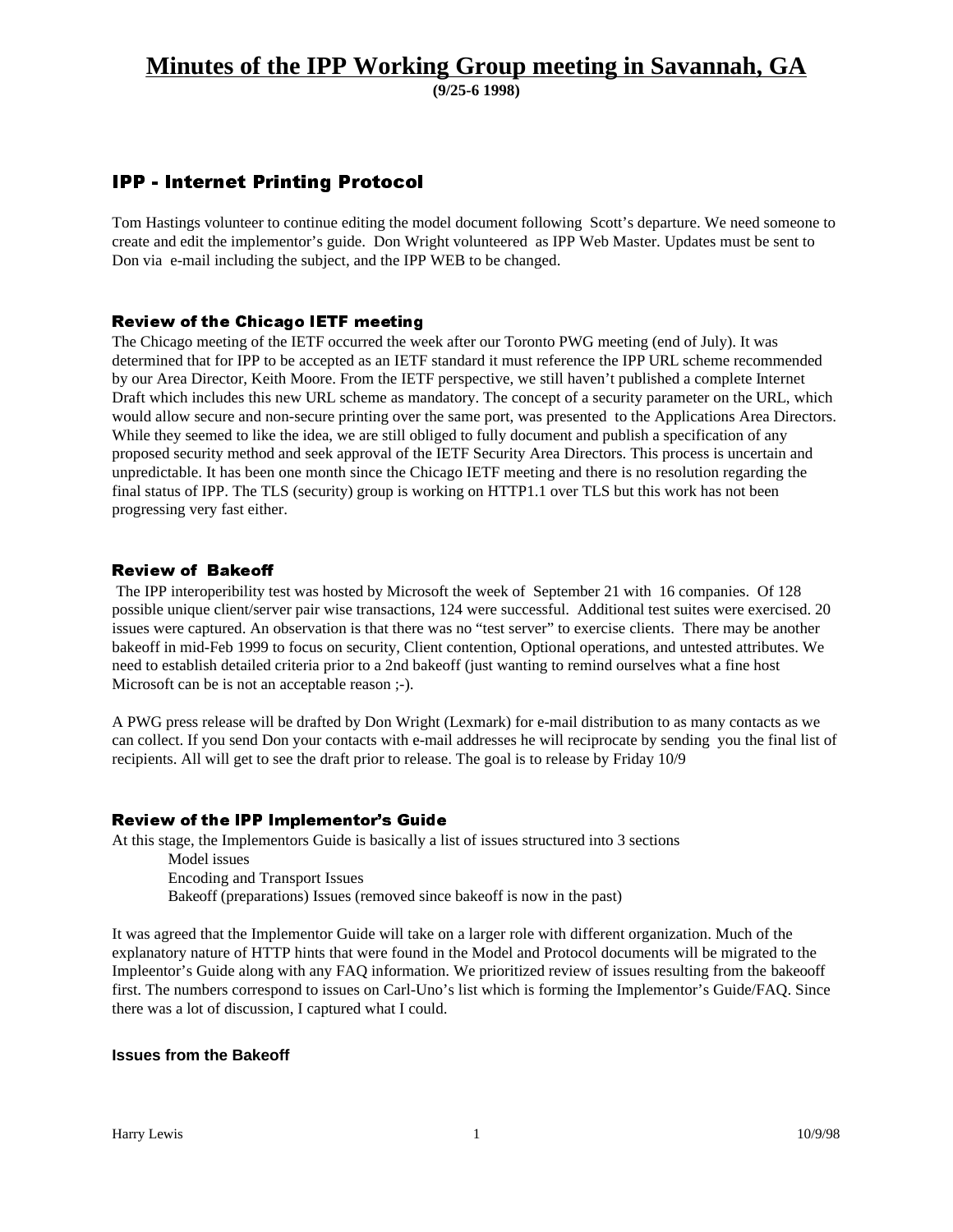# Minutes of the IPP Working Group meeting in Savannah, GA

**(9/25-6 1998)**

## IPP - Internet Printing Protocol

Tom Hastings volunteer to continue editing the model document following Scott's departure. We need someone to create and edit the implementor's guide. Don Wright volunteered as IPP Web Master. Updates must be sent to Don via e-mail including the subject, and the IPP WEB to be changed.

### Review of the Chicago IETF meeting

The Chicago meeting of the IETF occurred the week after our Toronto PWG meeting (end of July). It was determined that for IPP to be accepted as an IETF standard it must reference the IPP URL scheme recommended by our Area Director, Keith Moore. From the IETF perspective, we still haven't published a complete Internet Draft which includes this new URL scheme as mandatory. The concept of a security parameter on the URL, which would allow secure and non-secure printing over the same port, was presented to the Applications Area Directors. While they seemed to like the idea, we are still obliged to fully document and publish a specification of any proposed security method and seek approval of the IETF Security Area Directors. This process is uncertain and unpredictable. It has been one month since the Chicago IETF meeting and there is no resolution regarding the final status of IPP. The TLS (security) group is working on HTTP1.1 over TLS but this work has not been progressing very fast either.

### Review of Bakeoff

The IPP interoperibility test was hosted by Microsoft the week of September 21 with 16 companies. Of 128 possible unique client/server pair wise transactions, 124 were successful. Additional test suites were exercised. 20 issues were captured. An observation is that there was no "test server" to exercise clients. There may be another bakeoff in mid-Feb 1999 to focus on security, Client contention, Optional operations, and untested attributes. We need to establish detailed criteria prior to a 2nd bakeoff (just wanting to remind ourselves what a fine host Microsoft can be is not an acceptable reason ;-).

A PWG press release will be drafted by Don Wright (Lexmark) for e-mail distribution to as many contacts as we can collect. If you send Don your contacts with e-mail addresses he will reciprocate by sending you the final list of recipients. All will get to see the draft prior to release. The goal is to release by Friday 10/9

### Review of the IPP Implementor's Guide

At this stage, the Implementors Guide is basically a list of issues structured into 3 sections

- Model issues
- Encoding and Transport Issues
- Bakeoff (preparations) Issues (removed since bakeoff is now in the past)

It was agreed that the Implementor Guide will take on a larger role with different organization. Much of the explanatory nature of HTTP hints that were found in the Model and Protocol documents will be migrated to the Impleentor's Guide along with any FAQ information. We prioritized review of issues resulting from the bakeooff first. The numbers correspond to issues on Carl-Uno's list which is forming the Implementor's Guide/FAQ. Since there was a lot of discussion, I captured what I could.

#### Issues from the Bakeoff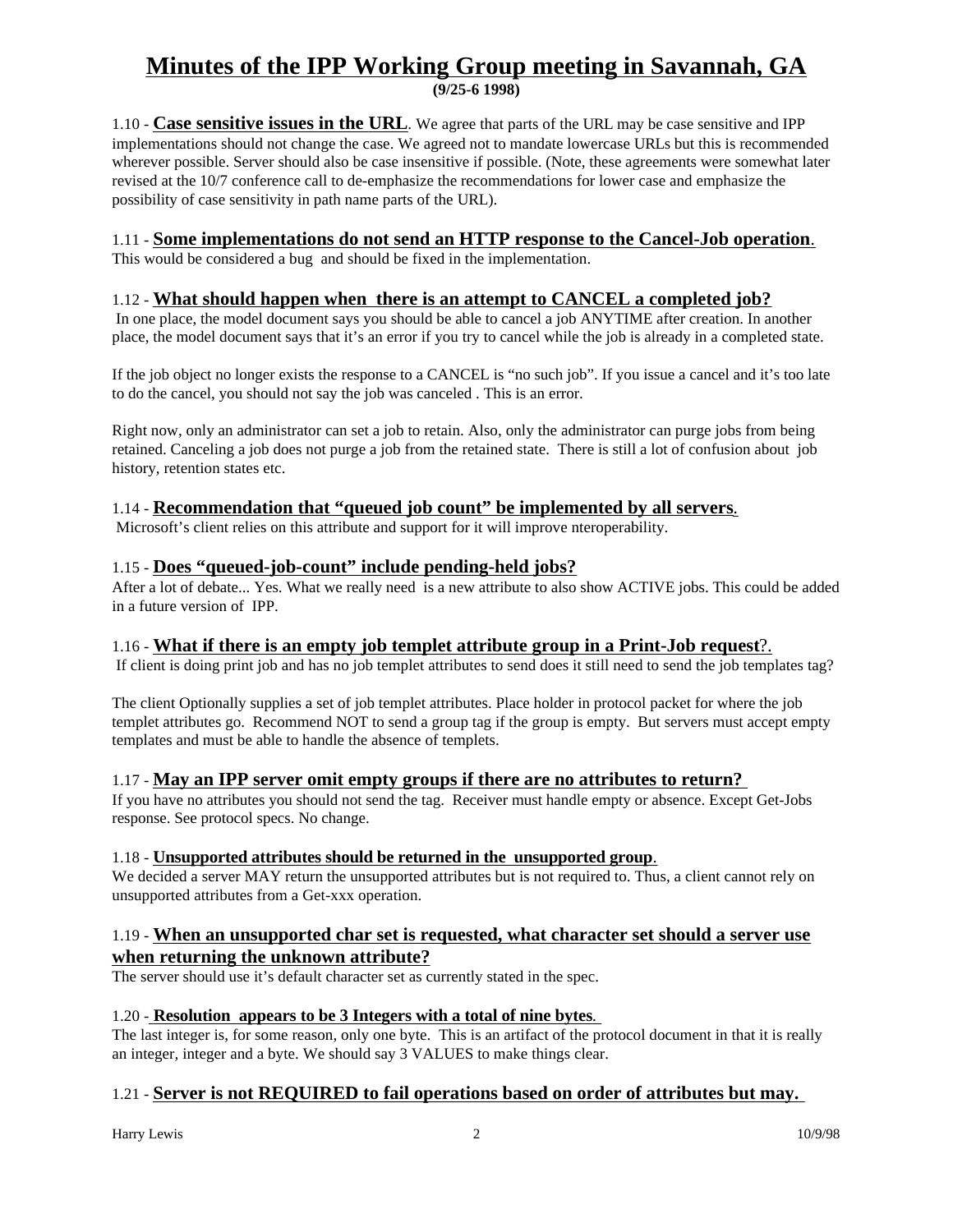# Minutes of the IPP Working Group meeting in Savannah, GA

**(9/25-6 1998)**

1.10 - **Case sensitive issues in the URL**. We agree that parts of the URL may be case sensitive and IPP implementations should not change the case. We agreed not to mandate lowercase URLs but this is recommended wherever possible. Server should also be case insensitive if possible. (Note, these agreements were somewhat later revised at the 10/7 conference call to de-emphasize the recommendations for lower case and emphasize the possibility of case sensitivity in path name parts of the URL).

1.11 - **Some implementations do not send an HTTP response to the Cancel-Job operation**. This would be considered a bug and should be fixed in the implementation.

1.12 - **What should happen when there is an attempt to CANCEL a completed job?**

In one place, the model document says you should be able to cancel a job ANYTIME after creation. In another place, the model document says that it's an error if you try to cancel while the job is already in a completed state.

If the job object no longer exists the response to a CANCEL is "no such job". If you issue a cancel and it's too late to do the cancel, you should not say the job was canceled . This is an error.

Right now, only an administrator can set a job to retain. Also, only the administrator can purge jobs from being retained. Canceling a job does not purge a job from the retained state. There is still a lot of confusion about job history, retention states etc.

1.14 - **Recommendation that "queued job count" be implemented by all servers**.

Microsoft's client relies on this attribute and support for it will improve nteroperability.

1.15 - **Does "queued-job-count" include pending-held jobs?**

After a lot of debate... Yes. What we really need is a new attribute to also show ACTIVE jobs. This could be added in a future version of IPP.

1.16 - **What if there is an empty job templet attribute group in a Print-Job request**?.

If client is doing print job and has no job templet attributes to send does it still need to send the job templates tag?

The client Optionally supplies a set of job templet attributes. Place holder in protocol packet for where the job templet attributes go. Recommend NOT to send a group tag if the group is empty. But servers must accept empty templates and must be able to handle the absence of templets.

1.17 - **May an IPP server omit empty groups if there are no attributes to return?**

If you have no attributes you should not send the tag. Receiver must handle empty or absence. Except Get-Jobs response. See protocol specs. No change.

1.18 - **Unsupported attributes should be returned in the unsupported group**.

We decided a server MAY return the unsupported attributes but is not required to. Thus, a client cannot rely on unsupported attributes from a Get-xxx operation.

1.19 - **When an unsupported char set is requested, what character set should a server use when returning the unknown attribute?**

The server should use it's default character set as currently stated in the spec.

1.20 - **Resolution appears to be 3 Integers with a total of nine bytes**.

The last integer is, for some reason, only one byte. This is an artifact of the protocol document in that it is really an integer, integer and a byte. We should say 3 VALUES to make things clear.

1.21 - **Server is not REQUIRED to fail operations based on order of attributes but may.**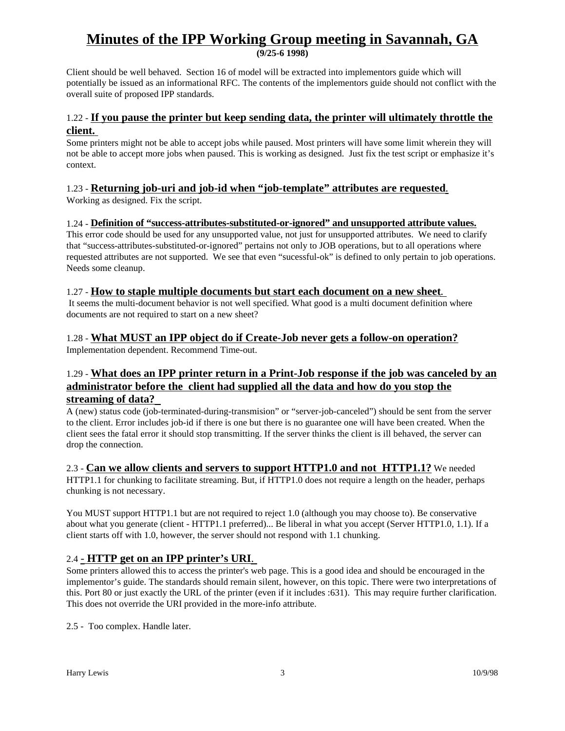# Minutes of the IPP Working Group meeting in Savannah, GA

**(9/25-6 1998)**

Client should be well behaved. Section 16 of model will be extracted into implementors guide which will potentially be issued as an informational RFC. The contents of the implementors guide should not conflict with the overall suite of proposed IPP standards.

### 1.22 - **If you pause the printer but keep sending data, the printer will ultimately throttle the client.**

Some printers might not be able to accept jobs while paused. Most printers will have some limit wherein they will not be able to accept more jobs when paused. This is working as designed. Just fix the test script or emphasize it's context.

### 1.23 - **Returning job-uri and job-id when "job-template" attributes are requested.**

Working as designed. Fix the script.

### 1.24 - **Definition of "success-attributes-substituted-or-ignored" and unsupported attribute values.**

This error code should be used for any unsupported value, not just for unsupported attributes. We need to clarify that "success-attributes-substituted-or-ignored" pertains not only to JOB operations, but to all operations where requested attributes are not supported. We see that even "sucessful-ok" is defined to only pertain to job operations. Needs some cleanup.

### 1.27 - **How to staple multiple documents but start each document on a new sheet.**

It seems the multi-document behavior is not well specified. What good is a multi document definition where documents are not required to start on a new sheet?

### 1.28 - **What MUST an IPP object do if Create-Job never gets a follow-on operation?**

Implementation dependent. Recommend Time-out.

### 1.29 - **What does an IPP printer return in a Print-Job response if the job was canceled by an administrator before the client had supplied all the data and how do you stop the streaming of data?**

A (new) status code (job-terminated-during-transmision" or "server-job-canceled") should be sent from the server to the client. Error includes job-id if there is one but there is no guarantee one will have been created. When the client sees the fatal error it should stop transmitting. If the server thinks the client is ill behaved, the server can drop the connection.

### 2.3 - **Can we allow clients and servers to support HTTP1.0 and not HTTP1.1?**

We needed HTTP1.1 for chunking to facilitate streaming. But, if HTTP1.0 does not require a length on the header, perhaps chunking is not necessary.

You MUST support HTTP1.1 but are not required to reject 1.0 (although you may choose to). Be conservative about what you generate (client - HTTP1.1 preferred)... Be liberal in what you accept (Server HTTP1.0, 1.1). If a client starts off with 1.0, however, the server should not respond with 1.1 chunking.

### 2.4 **- HTTP get on an IPP printer's URI.**

Some printers allowed this to access the printer's web page. This is a good idea and should be encouraged in the implementor's guide. The standards should remain silent, however, on this topic. There were two interpretations of this. Port 80 or just exactly the URL of the printer (even if it includes :631). This may require further clarification. This does not override the URI provided in the more-info attribute.

2.5 - Too complex. Handle later.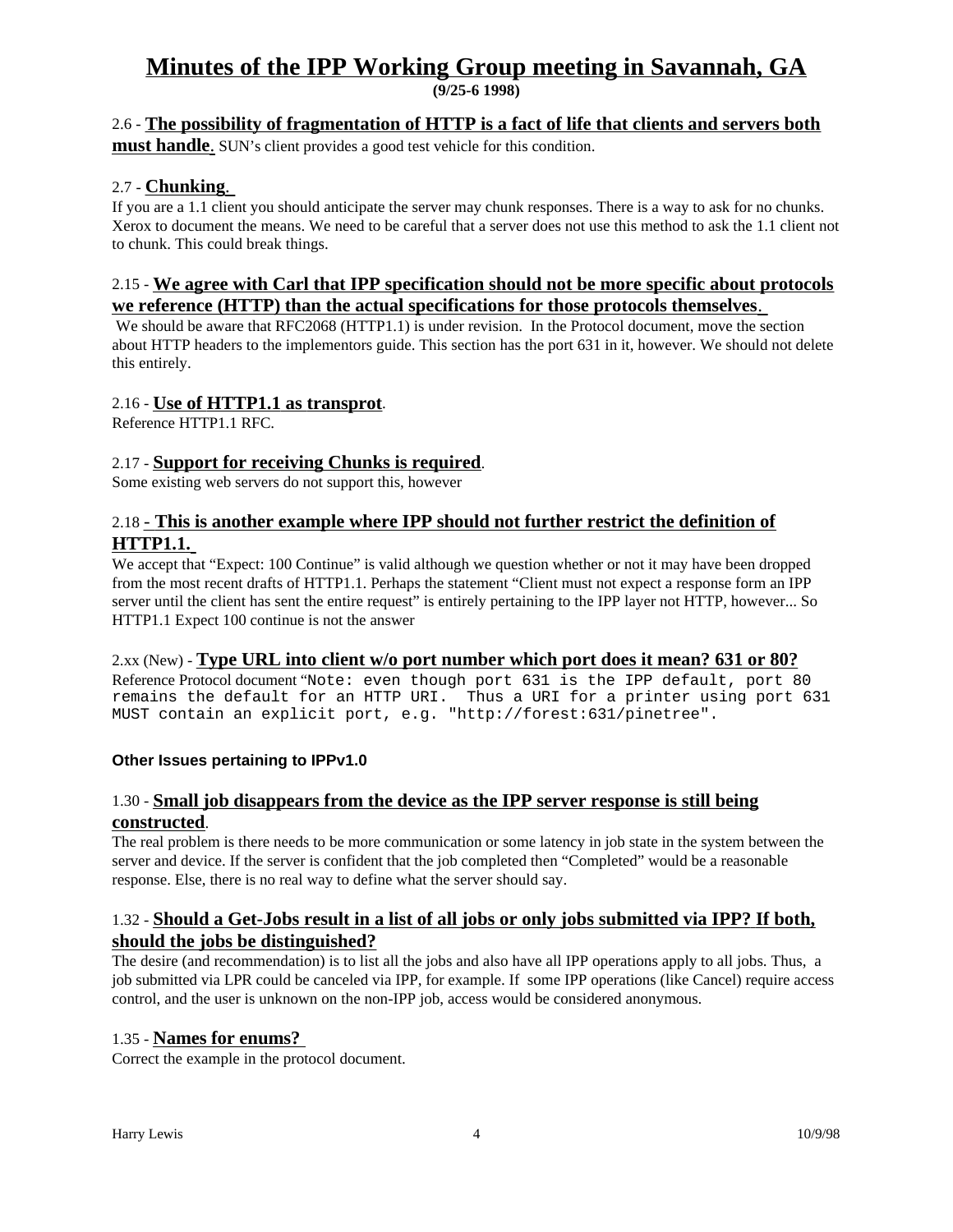# Minutes of the IPP Working Group meeting in Savannah, GA

**(9/25-6 1998)**

2.6 - **The possibility of fragmentation of HTTP is a fact of life that clients and servers both must handle**. SUN's client provides a good test vehicle for this condition.

2.7 - **Chunking**.

If you are a 1.1 client you should anticipate the server may chunk responses. There is a way to ask for no chunks. Xerox to document the means. We need to be careful that a server does not use this method to ask the 1.1 client not to chunk. This could break things.

2.15 - **We agree with Carl that IPP specification should not be more specific about protocols we reference (HTTP) than the actual specifications for those protocols themselves**.

We should be aware that RFC2068 (HTTP1.1) is under revision. In the Protocol document, move the section about HTTP headers to the implementors guide. This section has the port 631 in it, however. We should not delete this entirely.

2.16 - **Use of HTTP1.1 as transprot**.

Reference HTTP1.1 RFC.

2.17 - **Support for receiving Chunks is required**.

Some existing web servers do not support this, however

2.18 **- This is another example where IPP should not further restrict the definition of HTTP1.1.**

We accept that "Expect: 100 Continue" is valid although we question whether or not it may have been dropped from the most recent drafts of HTTP1.1. Perhaps the statement "Client must not expect a response form an IPP server until the client has sent the entire request" is entirely pertaining to the IPP layer not HTTP, however... So HTTP1.1 Expect 100 continue is not the answer

2.xx (New) - **Type URL into client w/o port number which port does it mean? 631 or 80?**

Reference Protocol document "`Note: even though port 631 is the IPP default, port 80 remains the default for an HTTP URI. Thus a URI for a printer using port 631 MUST contain an explicit port, e.g. "http://forest:631/pinetree".`

**Other Issues pertaining to IPPv1.0**

1.30 - **Small job disappears from the device as the IPP server response is still being constructed**.

The real problem is there needs to be more communication or some latency in job state in the system between the server and device. If the server is confident that the job completed then "Completed" would be a reasonable response. Else, there is no real way to define what the server should say.

1.32 - **Should a Get-Jobs result in a list of all jobs or only jobs submitted via IPP? If both, should the jobs be distinguished?**

The desire (and recommendation) is to list all the jobs and also have all IPP operations apply to all jobs. Thus, a job submitted via LPR could be canceled via IPP, for example. If some IPP operations (like Cancel) require access control, and the user is unknown on the non-IPP job, access would be considered anonymous.

1.35 - **Names for enums?**

Correct the example in the protocol document.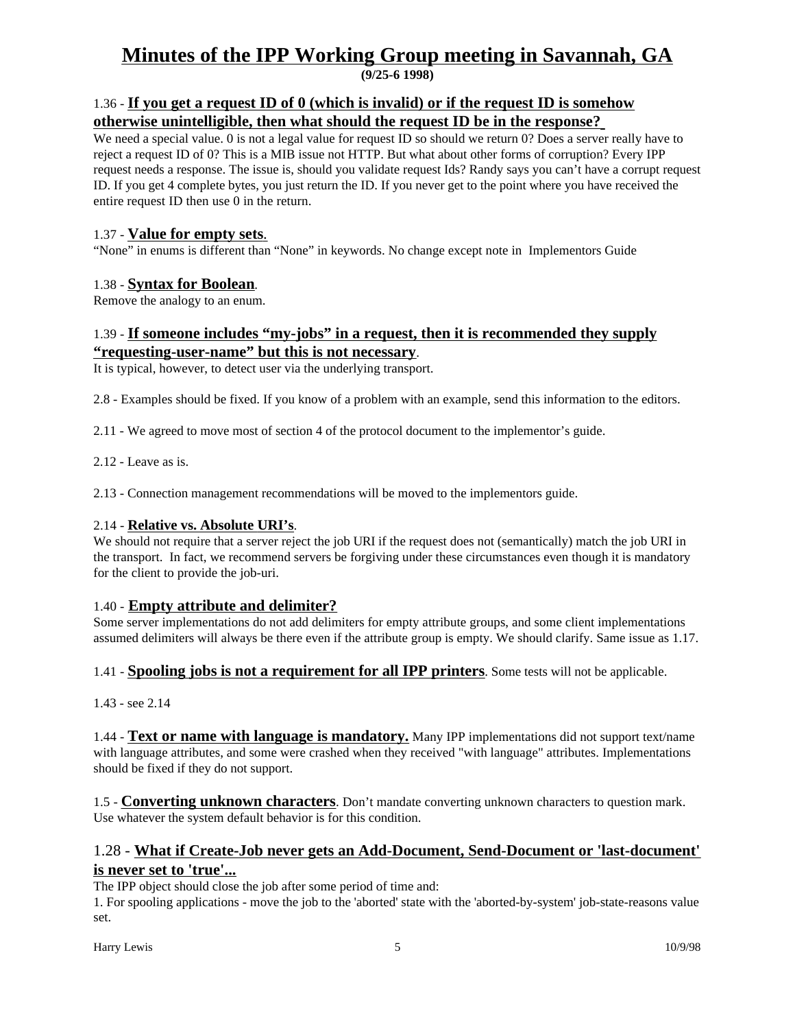# Minutes of the IPP Working Group meeting in Savannah, GA

**(9/25-6 1998)**

1.36 - **If you get a request ID of 0 (which is invalid) or if the request ID is somehow otherwise unintelligible, then what should the request ID be in the response?**

We need a special value. 0 is not a legal value for request ID so should we return 0? Does a server really have to reject a request ID of 0? This is a MIB issue not HTTP. But what about other forms of corruption? Every IPP request needs a response. The issue is, should you validate request Ids? Randy says you can't have a corrupt request ID. If you get 4 complete bytes, you just return the ID. If you never get to the point where you have received the entire request ID then use 0 in the return.

1.37 - **Value for empty sets**.

"None" in enums is different than "None" in keywords. No change except note in Implementors Guide

1.38 - **Syntax for Boolean**.

Remove the analogy to an enum.

1.39 - **If someone includes "my-jobs" in a request, then it is recommended they supply "requesting-user-name" but this is not necessary**.

It is typical, however, to detect user via the underlying transport.

2.8 - Examples should be fixed. If you know of a problem with an example, send this information to the editors.

2.11 - We agreed to move most of section 4 of the protocol document to the implementor's guide.

2.12 - Leave as is.

2.13 - Connection management recommendations will be moved to the implementors guide.

2.14 - **Relative vs. Absolute URI's**.

We should not require that a server reject the job URI if the request does not (semantically) match the job URI in the transport. In fact, we recommend servers be forgiving under these circumstances even though it is mandatory for the client to provide the job-uri.

1.40 - **Empty attribute and delimiter?**

Some server implementations do not add delimiters for empty attribute groups, and some client implementations assumed delimiters will always be there even if the attribute group is empty. We should clarify. Same issue as 1.17.

1.41 - **Spooling jobs is not a requirement for all IPP printers**. Some tests will not be applicable.

1.43 - see 2.14

1.44 - **Text or name with language is mandatory.** Many IPP implementations did not support text/name with language attributes, and some were crashed when they received "with language" attributes. Implementations should be fixed if they do not support.

1.5 - **Converting unknown characters**. Don't mandate converting unknown characters to question mark. Use whatever the system default behavior is for this condition.

1.28 - **What if Create-Job never gets an Add-Document, Send-Document or 'last-document' is never set to 'true'...**

The IPP object should close the job after some period of time and:

1. For spooling applications - move the job to the 'aborted' state with the 'aborted-by-system' job-state-reasons value set.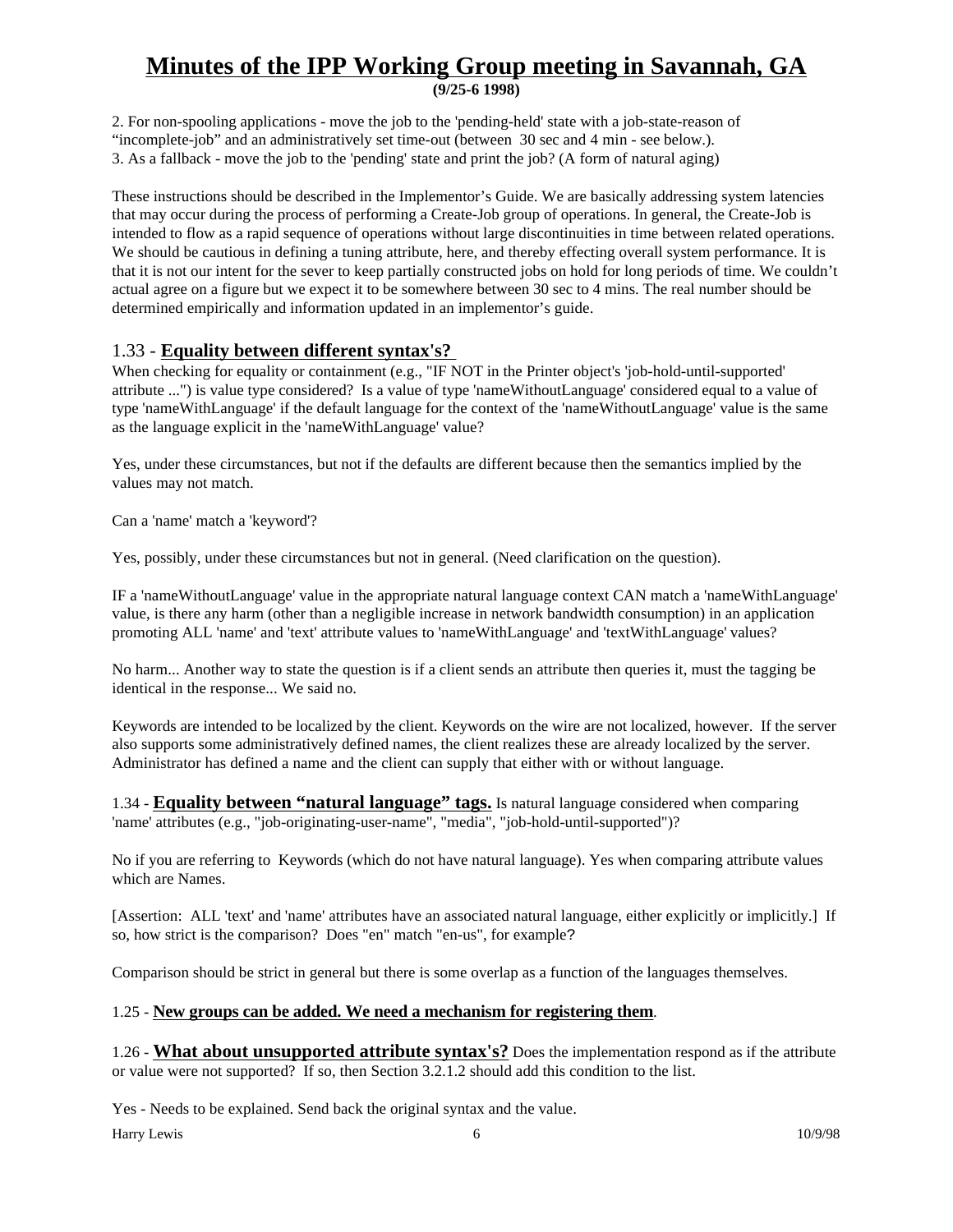# Minutes of the IPP Working Group meeting in Savannah, GA

**(9/25-6 1998)**

2. For non-spooling applications - move the job to the 'pending-held' state with a job-state-reason of "incomplete-job" and an administratively set time-out (between 30 sec and 4 min - see below.).
3. As a fallback - move the job to the 'pending' state and print the job? (A form of natural aging)

These instructions should be described in the Implementor's Guide. We are basically addressing system latencies that may occur during the process of performing a Create-Job group of operations. In general, the Create-Job is intended to flow as a rapid sequence of operations without large discontinuities in time between related operations. We should be cautious in defining a tuning attribute, here, and thereby effecting overall system performance. It is that it is not our intent for the sever to keep partially constructed jobs on hold for long periods of time. We couldn't actual agree on a figure but we expect it to be somewhere between 30 sec to 4 mins. The real number should be determined empirically and information updated in an implementor's guide.

## 1.33 - **Equality between different syntax's?**

When checking for equality or containment (e.g., "IF NOT in the Printer object's 'job-hold-until-supported' attribute ...") is value type considered? Is a value of type 'nameWithoutLanguage' considered equal to a value of type 'nameWithLanguage' if the default language for the context of the 'nameWithoutLanguage' value is the same as the language explicit in the 'nameWithLanguage' value?

Yes, under these circumstances, but not if the defaults are different because then the semantics implied by the values may not match.

Can a 'name' match a 'keyword'?

Yes, possibly, under these circumstances but not in general. (Need clarification on the question).

IF a 'nameWithoutLanguage' value in the appropriate natural language context CAN match a 'nameWithLanguage' value, is there any harm (other than a negligible increase in network bandwidth consumption) in an application promoting ALL 'name' and 'text' attribute values to 'nameWithLanguage' and 'textWithLanguage' values?

No harm... Another way to state the question is if a client sends an attribute then queries it, must the tagging be identical in the response... We said no.

Keywords are intended to be localized by the client. Keywords on the wire are not localized, however. If the server also supports some administratively defined names, the client realizes these are already localized by the server. Administrator has defined a name and the client can supply that either with or without language.

1.34 - **Equality between "natural language" tags.** Is natural language considered when comparing 'name' attributes (e.g., "job-originating-user-name", "media", "job-hold-until-supported")?

No if you are referring to Keywords (which do not have natural language). Yes when comparing attribute values which are Names.

[Assertion: ALL 'text' and 'name' attributes have an associated natural language, either explicitly or implicitly.] If so, how strict is the comparison? Does "en" match "en-us", for example?

Comparison should be strict in general but there is some overlap as a function of the languages themselves.

1.25 - **New groups can be added. We need a mechanism for registering them**.

1.26 - **What about unsupported attribute syntax's?** Does the implementation respond as if the attribute or value were not supported? If so, then Section 3.2.1.2 should add this condition to the list.

Yes - Needs to be explained. Send back the original syntax and the value.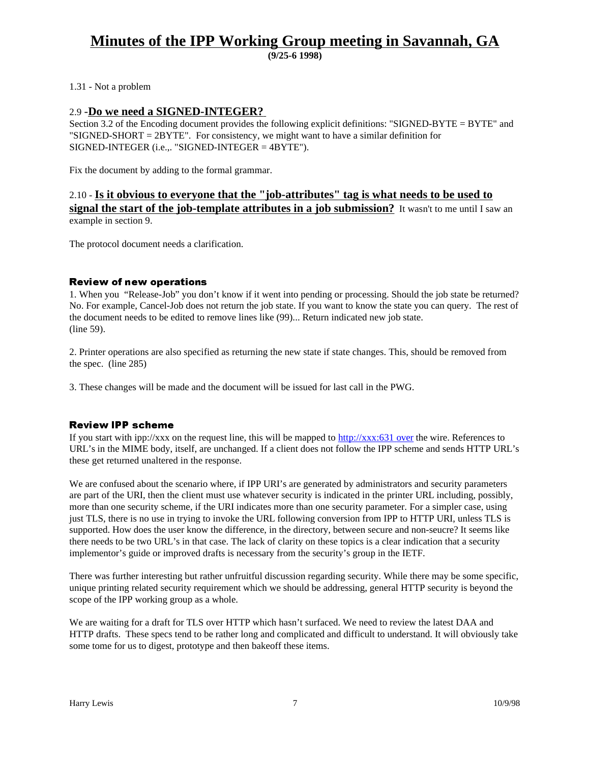# Minutes of the IPP Working Group meeting in Savannah, GA

**(9/25-6 1998)**

1.31 - Not a problem

2.9 -**Do we need a SIGNED-INTEGER?**
Section 3.2 of the Encoding document provides the following explicit definitions: "SIGNED-BYTE = BYTE" and "SIGNED-SHORT = 2BYTE". For consistency, we might want to have a similar definition for SIGNED-INTEGER (i.e.,. "SIGNED-INTEGER = 4BYTE").

Fix the document by adding to the formal grammar.

2.10 - **Is it obvious to everyone that the "job-attributes" tag is what needs to be used to signal the start of the job-template attributes in a job submission?** It wasn't to me until I saw an example in section 9.

The protocol document needs a clarification.

### Review of new operations

1. When you "Release-Job" you don't know if it went into pending or processing. Should the job state be returned? No. For example, Cancel-Job does not return the job state. If you want to know the state you can query. The rest of the document needs to be edited to remove lines like (99)... Return indicated new job state. (line 59).

2. Printer operations are also specified as returning the new state if state changes. This, should be removed from the spec. (line 285)

3. These changes will be made and the document will be issued for last call in the PWG.

### Review IPP scheme

If you start with ipp://xxx on the request line, this will be mapped to http://xxx:631 over the wire. References to URL's in the MIME body, itself, are unchanged. If a client does not follow the IPP scheme and sends HTTP URL's these get returned unaltered in the response.

We are confused about the scenario where, if IPP URI's are generated by administrators and security parameters are part of the URI, then the client must use whatever security is indicated in the printer URL including, possibly, more than one security scheme, if the URI indicates more than one security parameter. For a simpler case, using just TLS, there is no use in trying to invoke the URL following conversion from IPP to HTTP URI, unless TLS is supported. How does the user know the difference, in the directory, between secure and non-seucre? It seems like there needs to be two URL's in that case. The lack of clarity on these topics is a clear indication that a security implementor's guide or improved drafts is necessary from the security's group in the IETF.

There was further interesting but rather unfruitful discussion regarding security. While there may be some specific, unique printing related security requirement which we should be addressing, general HTTP security is beyond the scope of the IPP working group as a whole.

We are waiting for a draft for TLS over HTTP which hasn't surfaced. We need to review the latest DAA and HTTP drafts. These specs tend to be rather long and complicated and difficult to understand. It will obviously take some tome for us to digest, prototype and then bakeoff these items.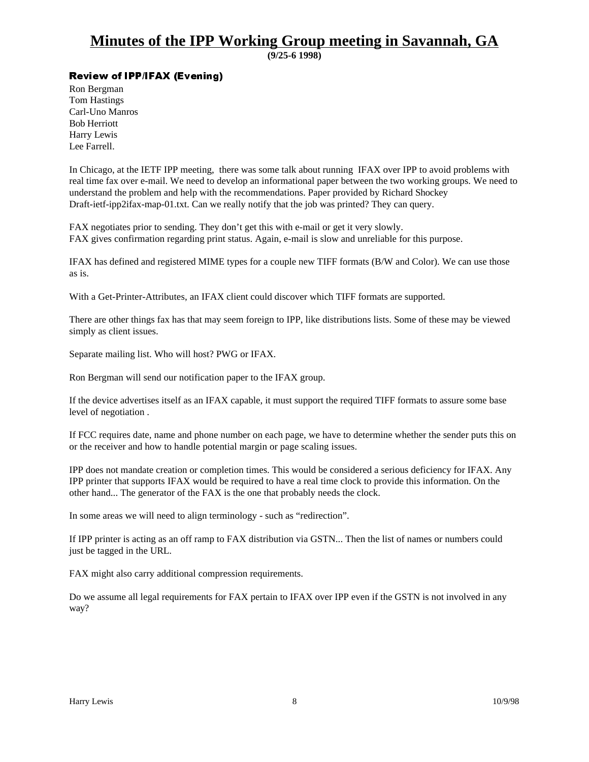# Minutes of the IPP Working Group meeting in Savannah, GA

**(9/25-6 1998)**

### Review of IPP/IFAX (Evening)

Ron Bergman
Tom Hastings
Carl-Uno Manros
Bob Herriott
Harry Lewis
Lee Farrell.

In Chicago, at the IETF IPP meeting, there was some talk about running IFAX over IPP to avoid problems with real time fax over e-mail. We need to develop an informational paper between the two working groups. We need to understand the problem and help with the recommendations. Paper provided by Richard Shockey Draft-ietf-ipp2ifax-map-01.txt. Can we really notify that the job was printed? They can query.

FAX negotiates prior to sending. They don't get this with e-mail or get it very slowly.
FAX gives confirmation regarding print status. Again, e-mail is slow and unreliable for this purpose.

IFAX has defined and registered MIME types for a couple new TIFF formats (B/W and Color). We can use those as is.

With a Get-Printer-Attributes, an IFAX client could discover which TIFF formats are supported.

There are other things fax has that may seem foreign to IPP, like distributions lists. Some of these may be viewed simply as client issues.

Separate mailing list. Who will host? PWG or IFAX.

Ron Bergman will send our notification paper to the IFAX group.

If the device advertises itself as an IFAX capable, it must support the required TIFF formats to assure some base level of negotiation .

If FCC requires date, name and phone number on each page, we have to determine whether the sender puts this on or the receiver and how to handle potential margin or page scaling issues.

IPP does not mandate creation or completion times. This would be considered a serious deficiency for IFAX. Any IPP printer that supports IFAX would be required to have a real time clock to provide this information. On the other hand... The generator of the FAX is the one that probably needs the clock.

In some areas we will need to align terminology - such as "redirection".

If IPP printer is acting as an off ramp to FAX distribution via GSTN... Then the list of names or numbers could just be tagged in the URL.

FAX might also carry additional compression requirements.

Do we assume all legal requirements for FAX pertain to IFAX over IPP even if the GSTN is not involved in any way?